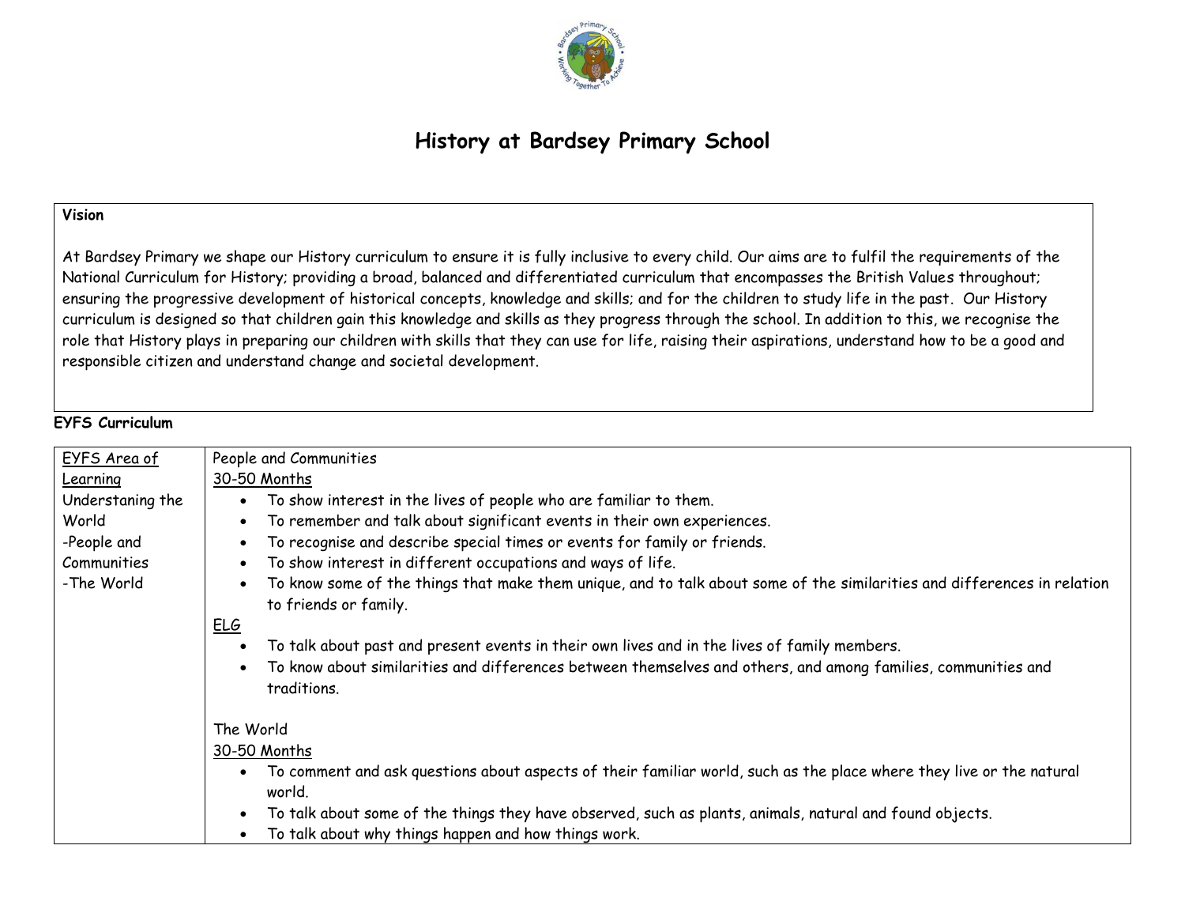# History at Bardsey Primary School

**Vision**

At Bardsey Primary we shape our History curriculum to ensure it is fully inclusive to every child. Our aims are to fulfil the requirements of the National Curriculum for History; providing a broad, balanced and differentiated curriculum that encompasses the British Values throughout; ensuring the progressive development of historical concepts, knowledge and skills; and for the children to study life in the past. Our History curriculum is designed so that children gain this knowledge and skills as they progress through the school. In addition to this, we recognise the role that History plays in preparing our children with skills that they can use for life, raising their aspirations, understand how to be a good and responsible citizen and understand change and societal development.

**EYFS Curriculum**

| EYFS Area of Learning<br>Understanding the World<br>-People and Communities<br>-The World | People and Communities<br>30-50 Months<br>• To show interest in the lives of people who are familiar to them.<br>• To remember and talk about significant events in their own experiences.<br>• To recognise and describe special times or events for family or friends.<br>• To show interest in different occupations and ways of life.<br>• To know some of the things that make them unique, and to talk about some of the similarities and differences in relation to friends or family.<br>ELG<br>• To talk about past and present events in their own lives and in the lives of family members.<br>• To know about similarities and differences between themselves and others, and among families, communities and traditions.<br><br>The World<br>30-50 Months<br>• To comment and ask questions about aspects of their familiar world, such as the place where they live or the natural world.<br>• To talk about some of the things they have observed, such as plants, animals, natural and found objects.<br>• To talk about why things happen and how things work. |
|---|---|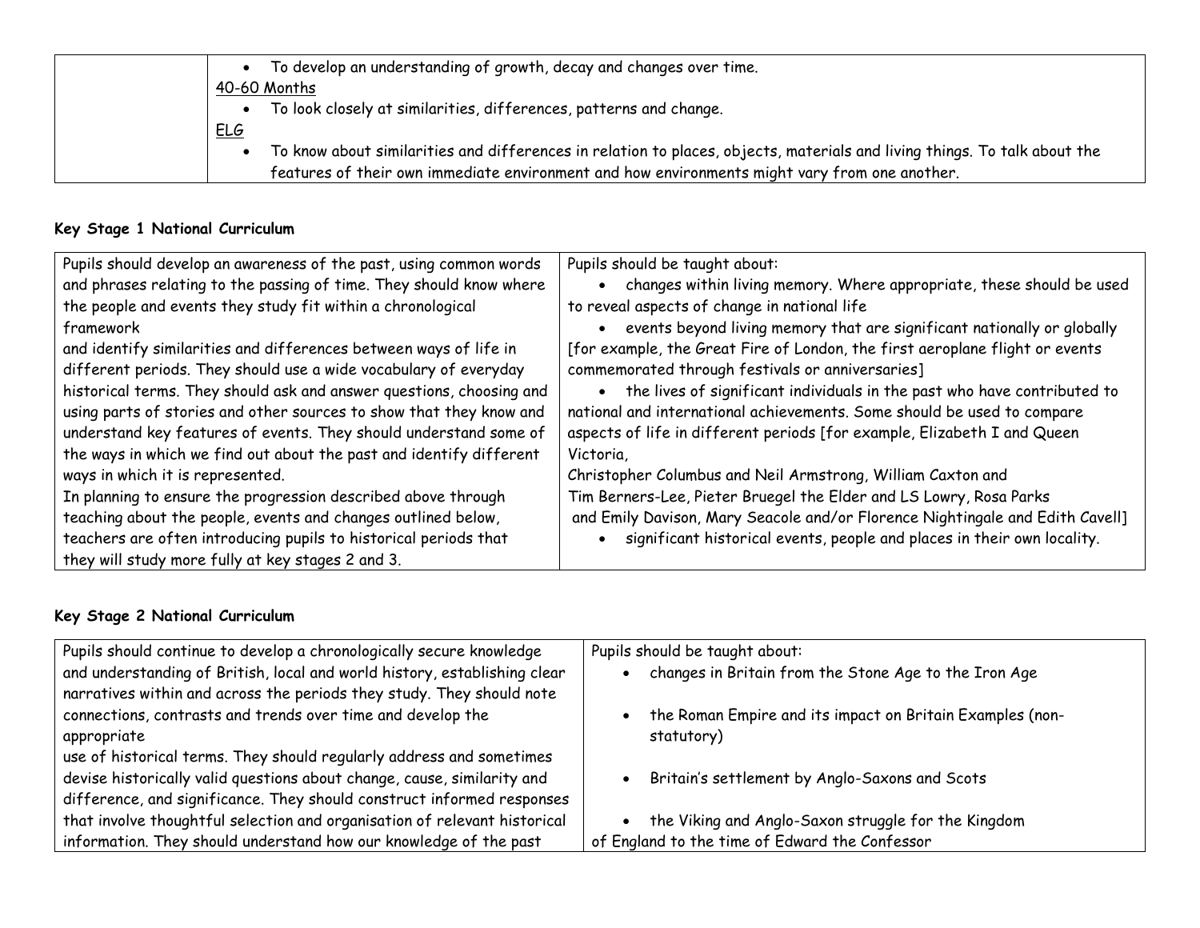|  | <ul><li>To develop an understanding of growth, decay and changes over time.</li></ul><u>40-60 Months</u><ul><li>To look closely at similarities, differences, patterns and change.</li></ul><u>ELG</u><ul><li>To know about similarities and differences in relation to places, objects, materials and living things. To talk about the features of their own immediate environment and how environments might vary from one another.</li></ul> |
|---|---|

**Key Stage 1 National Curriculum**

| Pupils should develop an awareness of the past, using common words and phrases relating to the passing of time. They should know where the people and events they study fit within a chronological framework and identify similarities and differences between ways of life in different periods. They should use a wide vocabulary of everyday historical terms. They should ask and answer questions, choosing and using parts of stories and other sources to show that they know and understand key features of events. They should understand some of the ways in which we find out about the past and identify different ways in which it is represented.<br>In planning to ensure the progression described above through teaching about the people, events and changes outlined below, teachers are often introducing pupils to historical periods that they will study more fully at key stages 2 and 3. | Pupils should be taught about:<ul><li>changes within living memory. Where appropriate, these should be used to reveal aspects of change in national life</li><li>events beyond living memory that are significant nationally or globally [for example, the Great Fire of London, the first aeroplane flight or events commemorated through festivals or anniversaries]</li><li>the lives of significant individuals in the past who have contributed to national and international achievements. Some should be used to compare aspects of life in different periods [for example, Elizabeth I and Queen Victoria, Christopher Columbus and Neil Armstrong, William Caxton and Tim Berners-Lee, Pieter Bruegel the Elder and LS Lowry, Rosa Parks and Emily Davison, Mary Seacole and/or Florence Nightingale and Edith Cavell]</li><li>significant historical events, people and places in their own locality.</li></ul> |
|---|---|

**Key Stage 2 National Curriculum**

| Pupils should continue to develop a chronologically secure knowledge and understanding of British, local and world history, establishing clear narratives within and across the periods they study. They should note connections, contrasts and trends over time and develop the appropriate use of historical terms. They should regularly address and sometimes devise historically valid questions about change, cause, similarity and difference, and significance. They should construct informed responses that involve thoughtful selection and organisation of relevant historical information. They should understand how our knowledge of the past | Pupils should be taught about:<ul><li>changes in Britain from the Stone Age to the Iron Age</li><li>the Roman Empire and its impact on Britain Examples (non-statutory)</li><li>Britain's settlement by Anglo-Saxons and Scots</li><li>the Viking and Anglo-Saxon struggle for the Kingdom of England to the time of Edward the Confessor</li></ul> |
|---|---|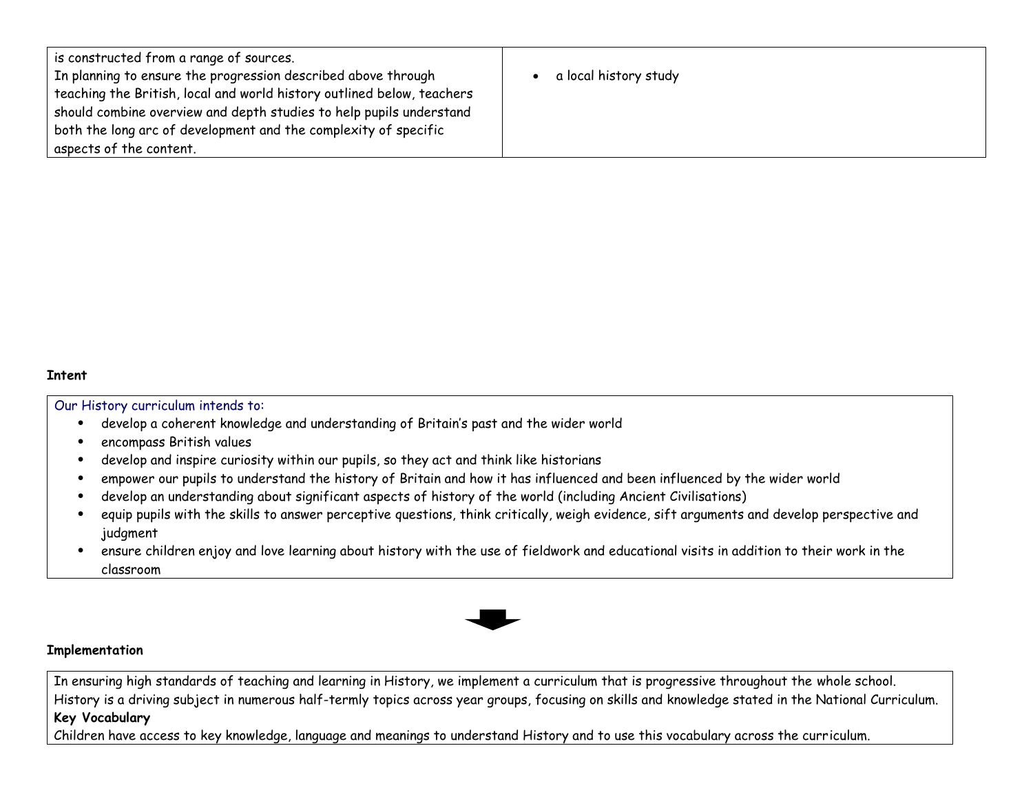| | |
|---|---|
| is constructed from a range of sources.<br>In planning to ensure the progression described above through teaching the British, local and world history outlined below, teachers should combine overview and depth studies to help pupils understand both the long arc of development and the complexity of specific aspects of the content. | • a local history study |

**Intent**

Our History curriculum intends to:

- develop a coherent knowledge and understanding of Britain's past and the wider world
- encompass British values
- develop and inspire curiosity within our pupils, so they act and think like historians
- empower our pupils to understand the history of Britain and how it has influenced and been influenced by the wider world
- develop an understanding about significant aspects of history of the world (including Ancient Civilisations)
- equip pupils with the skills to answer perceptive questions, think critically, weigh evidence, sift arguments and develop perspective and judgment
- ensure children enjoy and love learning about history with the use of fieldwork and educational visits in addition to their work in the classroom

**Implementation**

In ensuring high standards of teaching and learning in History, we implement a curriculum that is progressive throughout the whole school. History is a driving subject in numerous half-termly topics across year groups, focusing on skills and knowledge stated in the National Curriculum.

**Key Vocabulary**

Children have access to key knowledge, language and meanings to understand History and to use this vocabulary across the curriculum.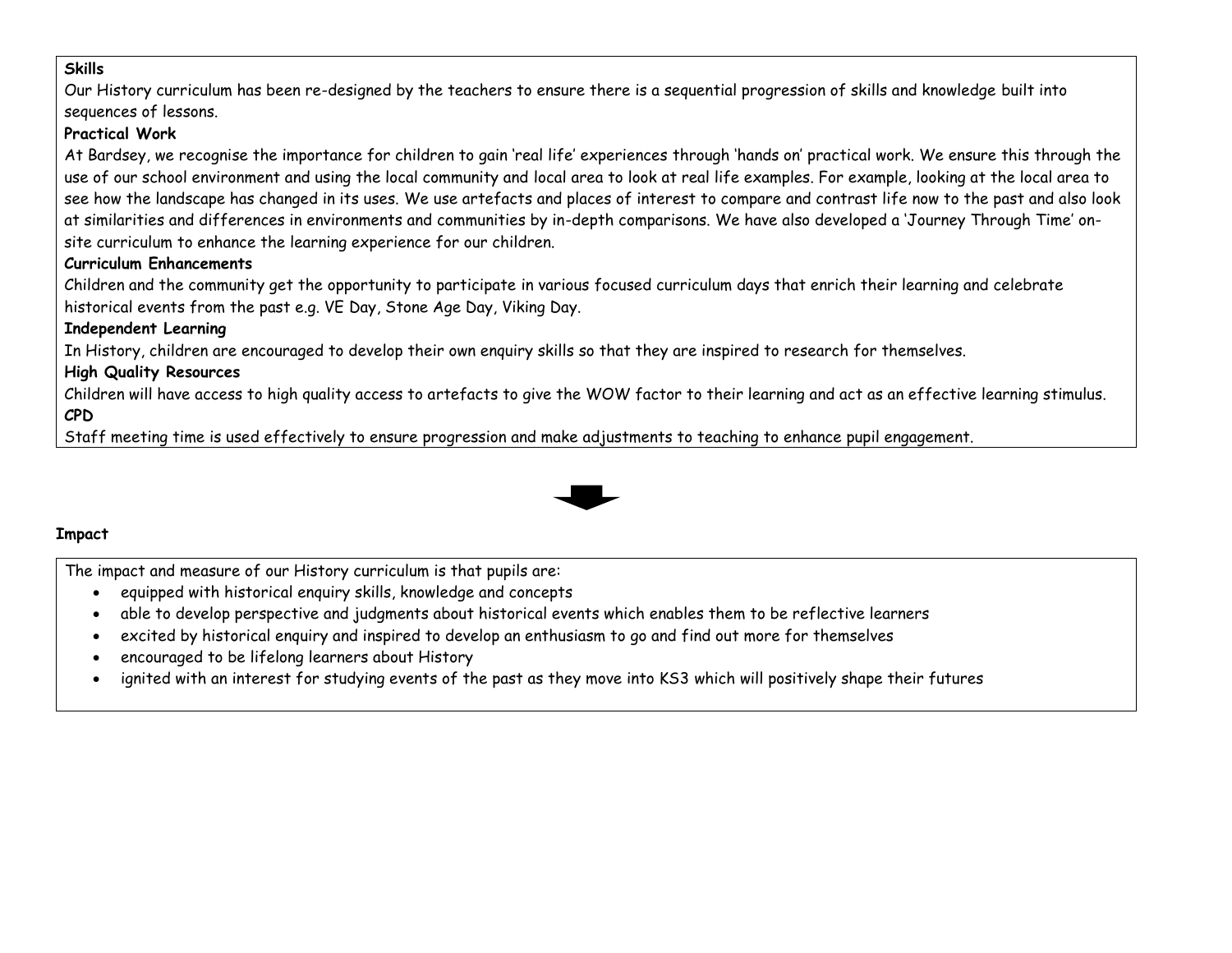**Skills**

Our History curriculum has been re-designed by the teachers to ensure there is a sequential progression of skills and knowledge built into sequences of lessons.

**Practical Work**

At Bardsey, we recognise the importance for children to gain 'real life' experiences through 'hands on' practical work. We ensure this through the use of our school environment and using the local community and local area to look at real life examples. For example, looking at the local area to see how the landscape has changed in its uses. We use artefacts and places of interest to compare and contrast life now to the past and also look at similarities and differences in environments and communities by in-depth comparisons. We have also developed a 'Journey Through Time' on-site curriculum to enhance the learning experience for our children.

**Curriculum Enhancements**

Children and the community get the opportunity to participate in various focused curriculum days that enrich their learning and celebrate historical events from the past e.g. VE Day, Stone Age Day, Viking Day.

**Independent Learning**

In History, children are encouraged to develop their own enquiry skills so that they are inspired to research for themselves.

**High Quality Resources**

Children will have access to high quality access to artefacts to give the WOW factor to their learning and act as an effective learning stimulus.

**CPD**

Staff meeting time is used effectively to ensure progression and make adjustments to teaching to enhance pupil engagement.

**Impact**

The impact and measure of our History curriculum is that pupils are:

- equipped with historical enquiry skills, knowledge and concepts
- able to develop perspective and judgments about historical events which enables them to be reflective learners
- excited by historical enquiry and inspired to develop an enthusiasm to go and find out more for themselves
- encouraged to be lifelong learners about History
- ignited with an interest for studying events of the past as they move into KS3 which will positively shape their futures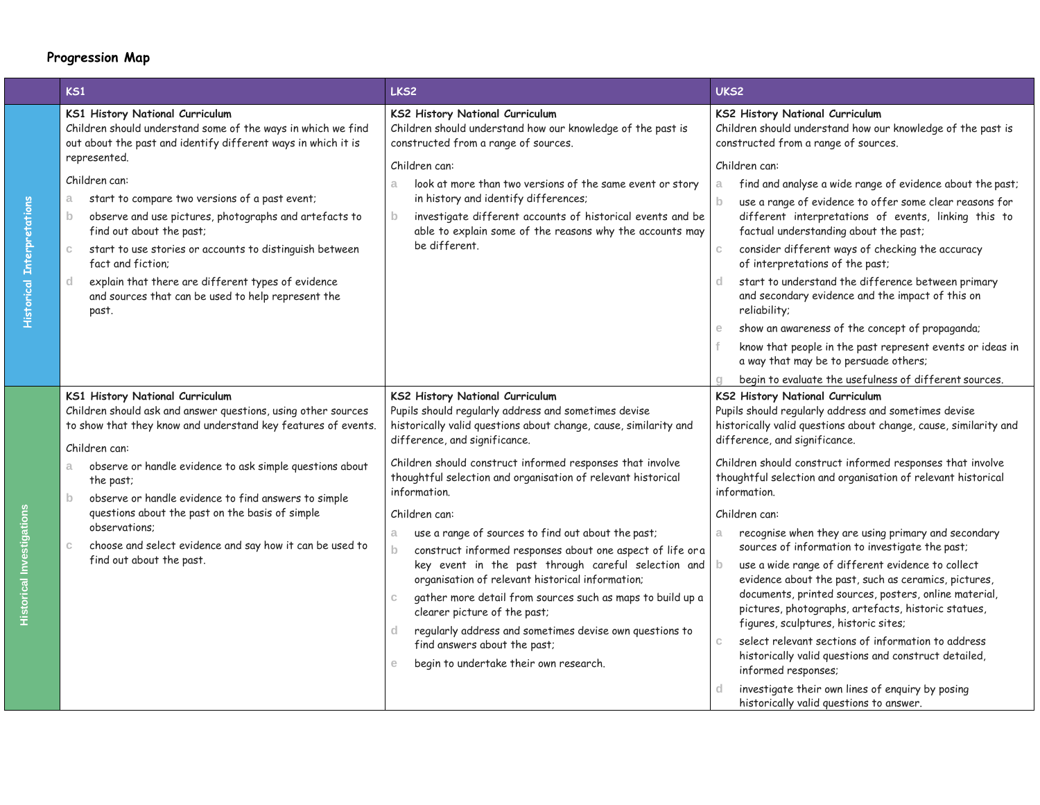## Progression Map

| | KS1 | LKS2 | UKS2 |
|---|---|---|---|
| **Historical Interpretations** | **KS1 History National Curriculum**<br>Children should understand some of the ways in which we find out about the past and identify different ways in which it is represented.<br><br>Children can:<br>a. start to compare two versions of a past event;<br>b. observe and use pictures, photographs and artefacts to find out about the past;<br>c. start to use stories or accounts to distinguish between fact and fiction;<br>d. explain that there are different types of evidence and sources that can be used to help represent the past. | **KS2 History National Curriculum**<br>Children should understand how our knowledge of the past is constructed from a range of sources.<br><br>Children can:<br>a. look at more than two versions of the same event or story in history and identify differences;<br>b. investigate different accounts of historical events and be able to explain some of the reasons why the accounts may be different. | **KS2 History National Curriculum**<br>Children should understand how our knowledge of the past is constructed from a range of sources.<br><br>Children can:<br>a. find and analyse a wide range of evidence about the past;<br>b. use a range of evidence to offer some clear reasons for different interpretations of events, linking this to factual understanding about the past;<br>c. consider different ways of checking the accuracy of interpretations of the past;<br>d. start to understand the difference between primary and secondary evidence and the impact of this on reliability;<br>e. show an awareness of the concept of propaganda;<br>f. know that people in the past represent events or ideas in a way that may be to persuade others;<br>g. begin to evaluate the usefulness of different sources. |
| **Historical Investigations** | **KS1 History National Curriculum**<br>Children should ask and answer questions, using other sources to show that they know and understand key features of events.<br><br>Children can:<br>a. observe or handle evidence to ask simple questions about the past;<br>b. observe or handle evidence to find answers to simple questions about the past on the basis of simple observations;<br>c. choose and select evidence and say how it can be used to find out about the past. | **KS2 History National Curriculum**<br>Pupils should regularly address and sometimes devise historically valid questions about change, cause, similarity and difference, and significance.<br><br>Children should construct informed responses that involve thoughtful selection and organisation of relevant historical information.<br><br>Children can:<br>a. use a range of sources to find out about the past;<br>b. construct informed responses about one aspect of life or a key event in the past through careful selection and organisation of relevant historical information;<br>c. gather more detail from sources such as maps to build up a clearer picture of the past;<br>d. regularly address and sometimes devise own questions to find answers about the past;<br>e. begin to undertake their own research. | **KS2 History National Curriculum**<br>Pupils should regularly address and sometimes devise historically valid questions about change, cause, similarity and difference, and significance.<br><br>Children should construct informed responses that involve thoughtful selection and organisation of relevant historical information.<br><br>Children can:<br>a. recognise when they are using primary and secondary sources of information to investigate the past;<br>b. use a wide range of different evidence to collect evidence about the past, such as ceramics, pictures, documents, printed sources, posters, online material, pictures, photographs, artefacts, historic statues, figures, sculptures, historic sites;<br>c. select relevant sections of information to address historically valid questions and construct detailed, informed responses;<br>d. investigate their own lines of enquiry by posing historically valid questions to answer. |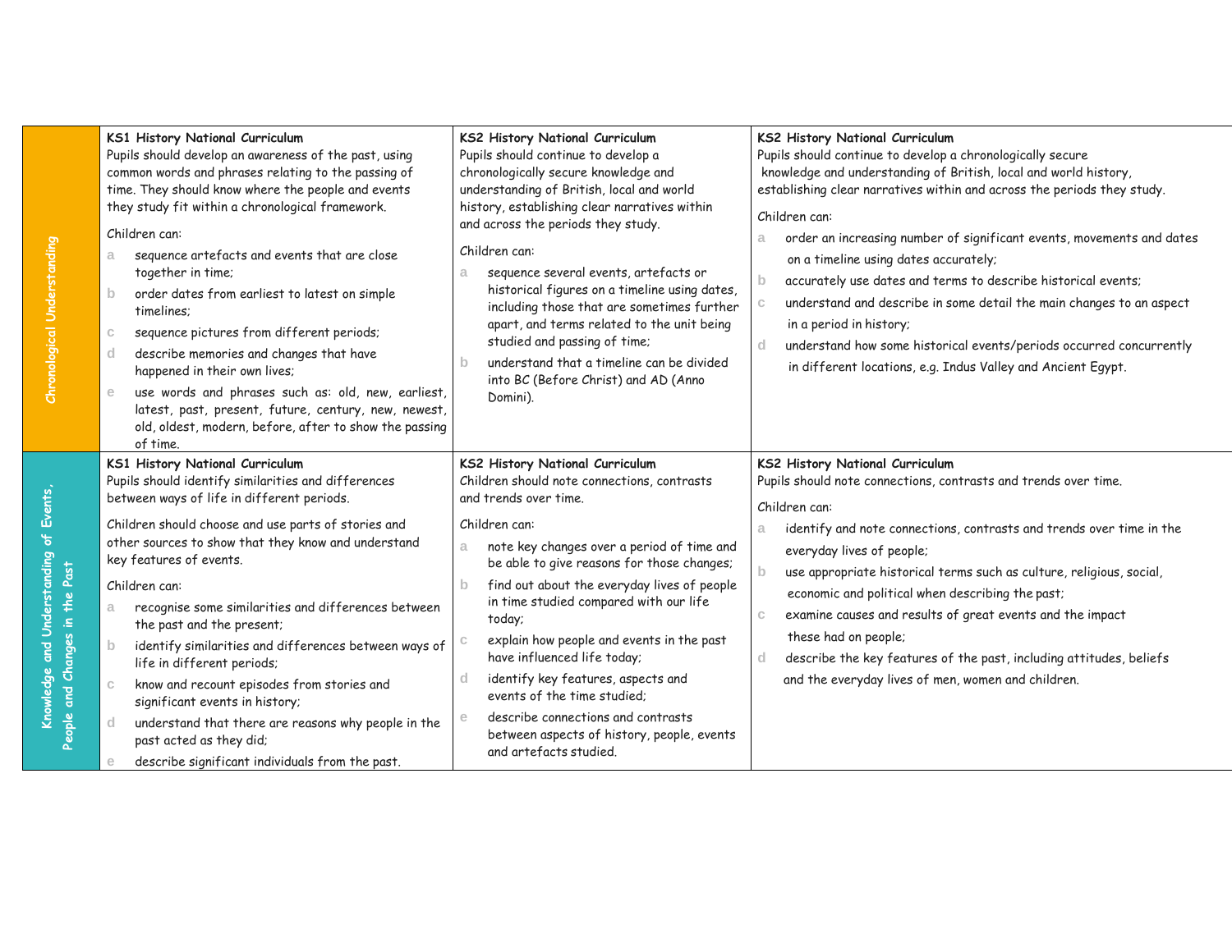| | | | |
|---|---|---|---|
| **Chronological Understanding** | **KS1 History National Curriculum**<br>Pupils should develop an awareness of the past, using common words and phrases relating to the passing of time. They should know where the people and events they study fit within a chronological framework.<br><br>Children can:<br>a sequence artefacts and events that are close together in time;<br>b order dates from earliest to latest on simple timelines;<br>c sequence pictures from different periods;<br>d describe memories and changes that have happened in their own lives;<br>e use words and phrases such as: old, new, earliest, latest, past, present, future, century, new, newest, old, oldest, modern, before, after to show the passing of time. | **KS2 History National Curriculum**<br>Pupils should continue to develop a chronologically secure knowledge and understanding of British, local and world history, establishing clear narratives within and across the periods they study.<br><br>Children can:<br>a sequence several events, artefacts or historical figures on a timeline using dates, including those that are sometimes further apart, and terms related to the unit being studied and passing of time;<br>b understand that a timeline can be divided into BC (Before Christ) and AD (Anno Domini). | **KS2 History National Curriculum**<br>Pupils should continue to develop a chronologically secure knowledge and understanding of British, local and world history, establishing clear narratives within and across the periods they study.<br><br>Children can:<br>a order an increasing number of significant events, movements and dates on a timeline using dates accurately;<br>b accurately use dates and terms to describe historical events;<br>c understand and describe in some detail the main changes to an aspect in a period in history;<br>d understand how some historical events/periods occurred concurrently in different locations, e.g. Indus Valley and Ancient Egypt. |
| **Knowledge and Understanding of Events, People and Changes in the Past** | **KS1 History National Curriculum**<br>Pupils should identify similarities and differences between ways of life in different periods.<br><br>Children should choose and use parts of stories and other sources to show that they know and understand key features of events.<br><br>Children can:<br>a recognise some similarities and differences between the past and the present;<br>b identify similarities and differences between ways of life in different periods;<br>c know and recount episodes from stories and significant events in history;<br>d understand that there are reasons why people in the past acted as they did;<br>e describe significant individuals from the past. | **KS2 History National Curriculum**<br>Children should note connections, contrasts and trends over time.<br><br>Children can:<br>a note key changes over a period of time and be able to give reasons for those changes;<br>b find out about the everyday lives of people in time studied compared with our life today;<br>c explain how people and events in the past have influenced life today;<br>d identify key features, aspects and events of the time studied;<br>e describe connections and contrasts between aspects of history, people, events and artefacts studied. | **KS2 History National Curriculum**<br>Pupils should note connections, contrasts and trends over time.<br><br>Children can:<br>a identify and note connections, contrasts and trends over time in the everyday lives of people;<br>b use appropriate historical terms such as culture, religious, social, economic and political when describing the past;<br>c examine causes and results of great events and the impact these had on people;<br>d describe the key features of the past, including attitudes, beliefs and the everyday lives of men, women and children. |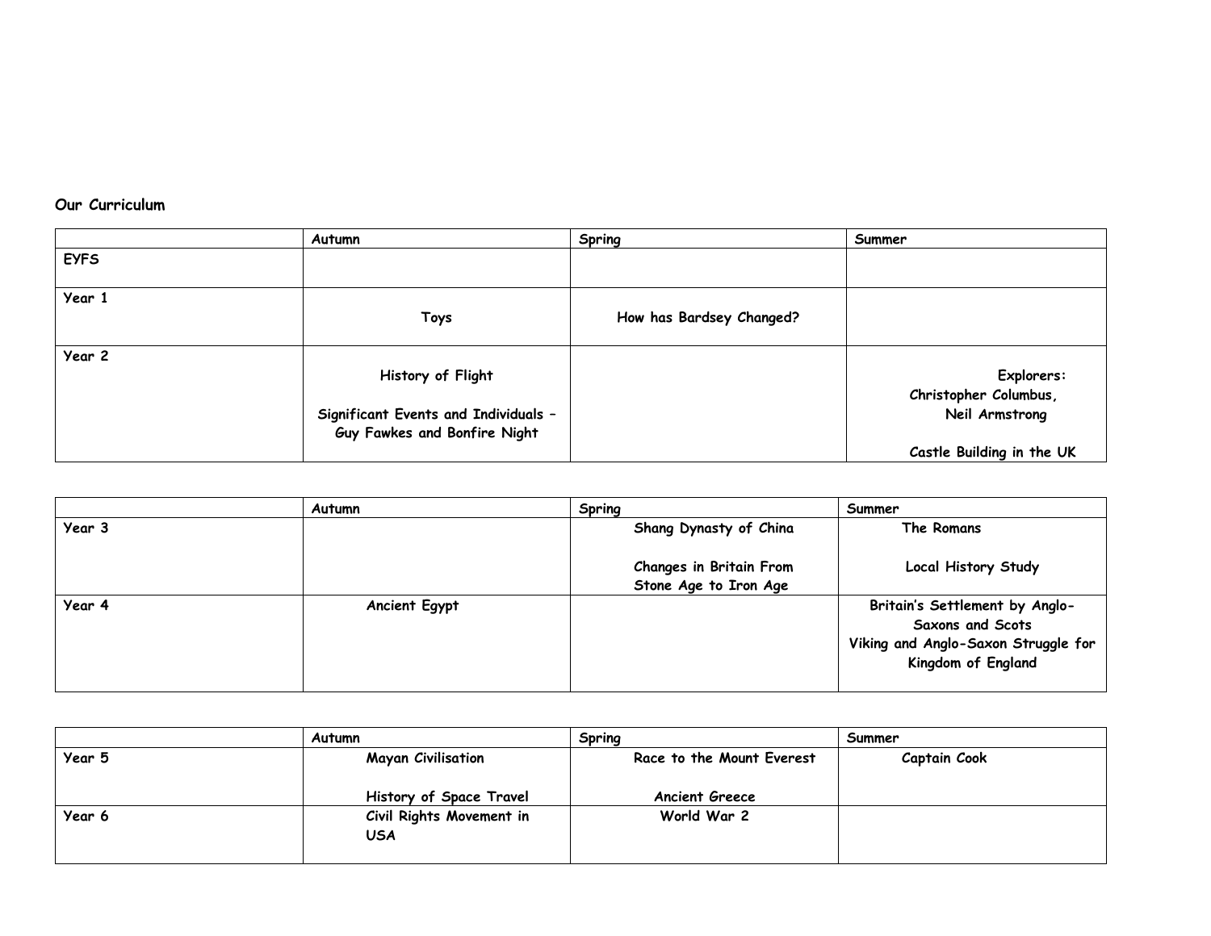**Our Curriculum**

| | Autumn | Spring | Summer |
|---|---|---|---|
| EYFS | | | |
| Year 1 | Toys | How has Bardsey Changed? | |
| Year 2 | History of Flight<br><br>Significant Events and Individuals – Guy Fawkes and Bonfire Night | | Explorers:<br>Christopher Columbus,<br>Neil Armstrong<br><br>Castle Building in the UK |

| | Autumn | Spring | Summer |
|---|---|---|---|
| Year 3 | | Shang Dynasty of China<br><br>Changes in Britain From Stone Age to Iron Age | The Romans<br><br>Local History Study |
| Year 4 | Ancient Egypt | | Britain's Settlement by Anglo-Saxons and Scots<br>Viking and Anglo-Saxon Struggle for Kingdom of England |

| | Autumn | Spring | Summer |
|---|---|---|---|
| Year 5 | Mayan Civilisation<br><br>History of Space Travel | Race to the Mount Everest<br><br>Ancient Greece | Captain Cook |
| Year 6 | Civil Rights Movement in USA | World War 2 | |